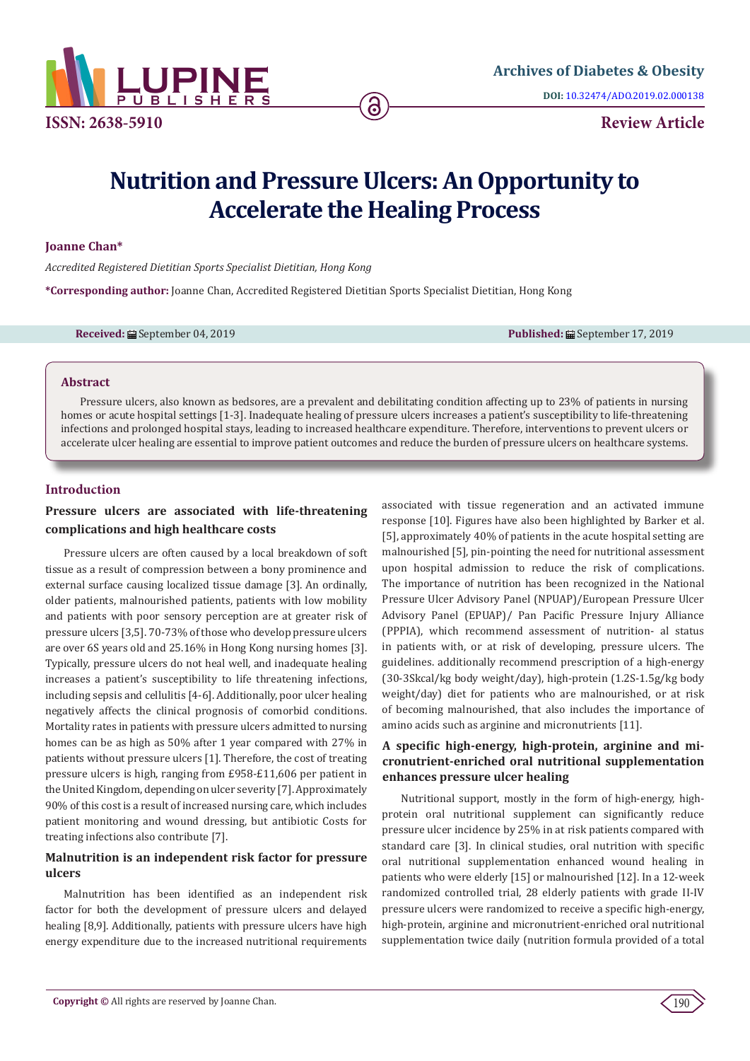Archives of Diabetes & Obesity

DOI: 10.32474/ADO.2019.02.000138

ISSN: 2638-5910

Review Article

# Nutrition and Pressure Ulcers: An Opportunity to Accelerate the Healing Process

**Joanne Chan***

*Accredited Registered Dietitian Sports Specialist Dietitian, Hong Kong*

***Corresponding author:** Joanne Chan, Accredited Registered Dietitian Sports Specialist Dietitian, Hong Kong

**Received:** September 04, 2019 **Published:** September 17, 2019

## Abstract

Pressure ulcers, also known as bedsores, are a prevalent and debilitating condition affecting up to 23% of patients in nursing homes or acute hospital settings [1-3]. Inadequate healing of pressure ulcers increases a patient's susceptibility to life-threatening infections and prolonged hospital stays, leading to increased healthcare expenditure. Therefore, interventions to prevent ulcers or accelerate ulcer healing are essential to improve patient outcomes and reduce the burden of pressure ulcers on healthcare systems.

## Introduction

### Pressure ulcers are associated with life-threatening complications and high healthcare costs

Pressure ulcers are often caused by a local breakdown of soft tissue as a result of compression between a bony prominence and external surface causing localized tissue damage [3]. An ordinally, older patients, malnourished patients, patients with low mobility and patients with poor sensory perception are at greater risk of pressure ulcers [3,5]. 70-73% of those who develop pressure ulcers are over 6S years old and 25.16% in Hong Kong nursing homes [3]. Typically, pressure ulcers do not heal well, and inadequate healing increases a patient's susceptibility to life threatening infections, including sepsis and cellulitis [4-6]. Additionally, poor ulcer healing negatively affects the clinical prognosis of comorbid conditions. Mortality rates in patients with pressure ulcers admitted to nursing homes can be as high as 50% after 1 year compared with 27% in patients without pressure ulcers [1]. Therefore, the cost of treating pressure ulcers is high, ranging from £958-£11,606 per patient in the United Kingdom, depending on ulcer severity [7]. Approximately 90% of this cost is a result of increased nursing care, which includes patient monitoring and wound dressing, but antibiotic Costs for treating infections also contribute [7].

### Malnutrition is an independent risk factor for pressure ulcers

Malnutrition has been identified as an independent risk factor for both the development of pressure ulcers and delayed healing [8,9]. Additionally, patients with pressure ulcers have high energy expenditure due to the increased nutritional requirements associated with tissue regeneration and an activated immune response [10]. Figures have also been highlighted by Barker et al. [5], approximately 40% of patients in the acute hospital setting are malnourished [5], pin-pointing the need for nutritional assessment upon hospital admission to reduce the risk of complications. The importance of nutrition has been recognized in the National Pressure Ulcer Advisory Panel (NPUAP)/European Pressure Ulcer Advisory Panel (EPUAP)/ Pan Pacific Pressure Injury Alliance (PPPIA), which recommend assessment of nutrition- al status in patients with, or at risk of developing, pressure ulcers. The guidelines. additionally recommend prescription of a high-energy (30-3Skcal/kg body weight/day), high-protein (1.2S-1.5g/kg body weight/day) diet for patients who are malnourished, or at risk of becoming malnourished, that also includes the importance of amino acids such as arginine and micronutrients [11].

### A specific high-energy, high-protein, arginine and micronutrient-enriched oral nutritional supplementation enhances pressure ulcer healing

Nutritional support, mostly in the form of high-energy, high-protein oral nutritional supplement can significantly reduce pressure ulcer incidence by 25% in at risk patients compared with standard care [3]. In clinical studies, oral nutrition with specific oral nutritional supplementation enhanced wound healing in patients who were elderly [15] or malnourished [12]. In a 12-week randomized controlled trial, 28 elderly patients with grade II-IV pressure ulcers were randomized to receive a specific high-energy, high-protein, arginine and micronutrient-enriched oral nutritional supplementation twice daily (nutrition formula provided of a total

**Copyright ©** All rights are reserved by Joanne Chan.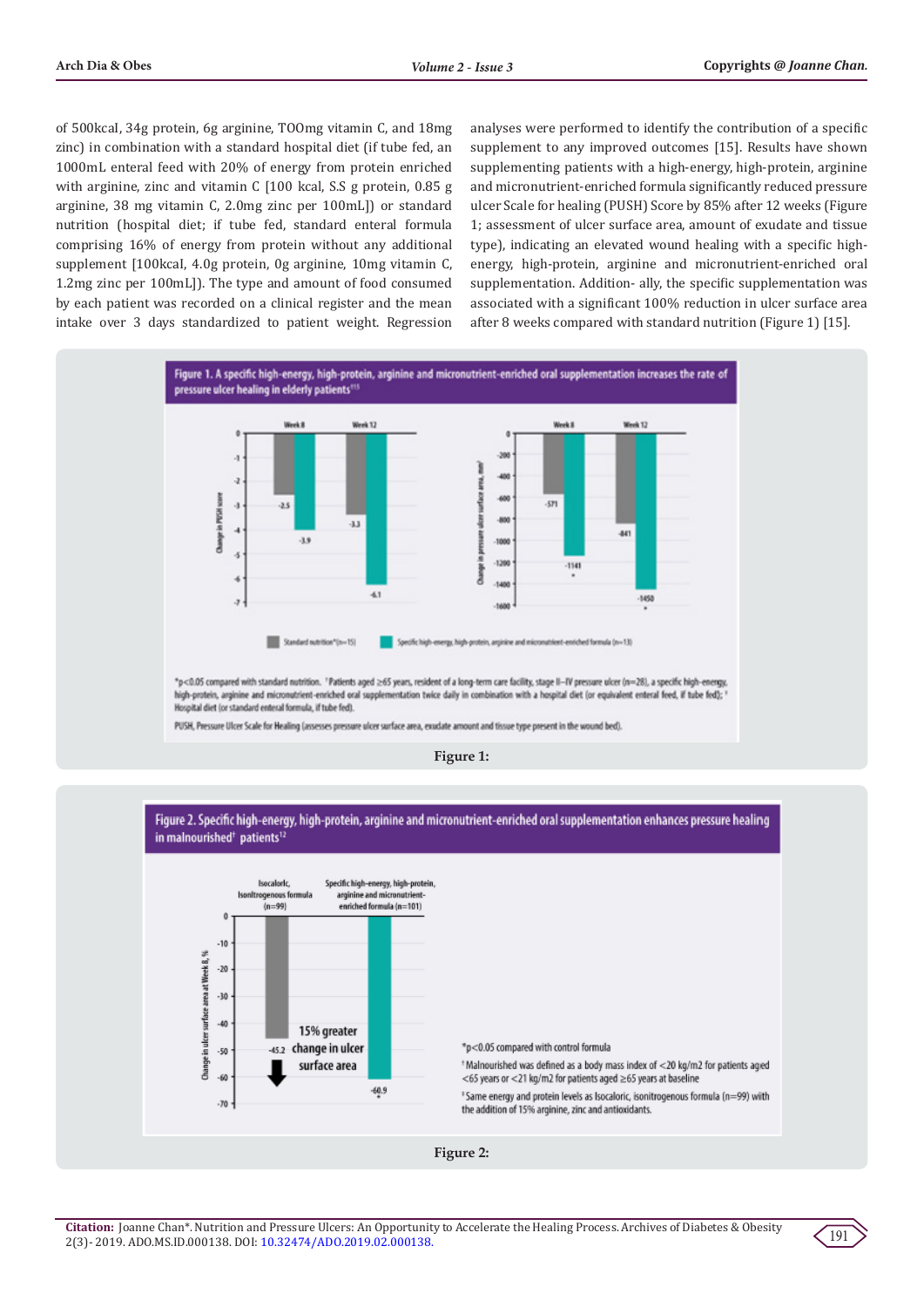of 500kcal, 34g protein, 6g arginine, TOOmg vitamin C, and 18mg zinc) in combination with a standard hospital diet (if tube fed, an 1000mL enteral feed with 20% of energy from protein enriched with arginine, zinc and vitamin C [100 kcal, S.S g protein, 0.85 g arginine, 38 mg vitamin C, 2.0mg zinc per 100mL]) or standard nutrition (hospital diet; if tube fed, standard enteral formula comprising 16% of energy from protein without any additional supplement [100kcal, 4.0g protein, 0g arginine, 10mg vitamin C, 1.2mg zinc per 100mL]). The type and amount of food consumed by each patient was recorded on a clinical register and the mean intake over 3 days standardized to patient weight. Regression analyses were performed to identify the contribution of a specific supplement to any improved outcomes [15]. Results have shown supplementing patients with a high-energy, high-protein, arginine and micronutrient-enriched formula significantly reduced pressure ulcer Scale for healing (PUSH) Score by 85% after 12 weeks (Figure 1; assessment of ulcer surface area, amount of exudate and tissue type), indicating an elevated wound healing with a specific high-energy, high-protein, arginine and micronutrient-enriched oral supplementation. Addition- ally, the specific supplementation was associated with a significant 100% reduction in ulcer surface area after 8 weeks compared with standard nutrition (Figure 1) [15].

**Figure 1:**

**Figure 2:**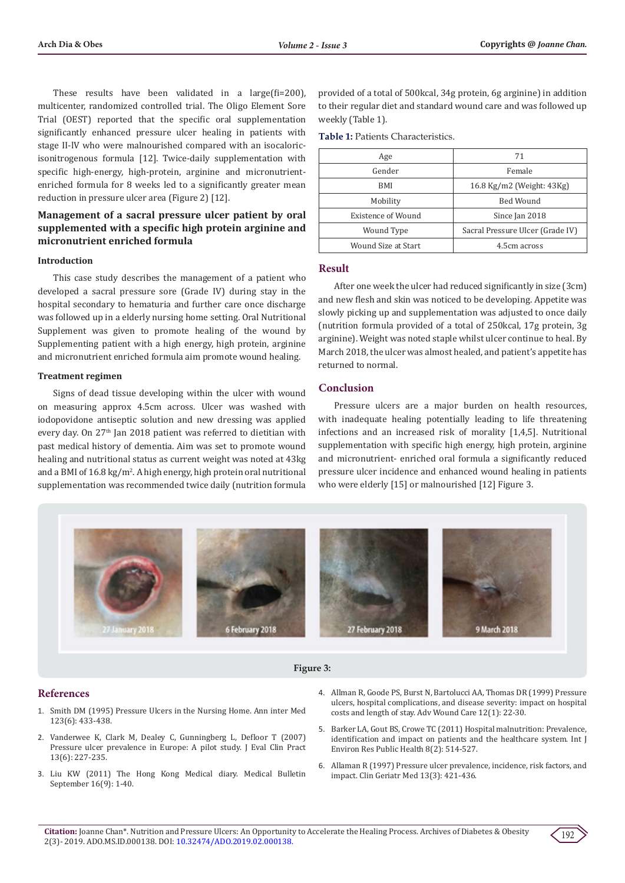These results have been validated in a large(fi=200), multicenter, randomized controlled trial. The Oligo Element Sore Trial (OEST) reported that the specific oral supplementation significantly enhanced pressure ulcer healing in patients with stage II-IV who were malnourished compared with an isocaloric-isonitrogenous formula [12]. Twice-daily supplementation with specific high-energy, high-protein, arginine and micronutrient-enriched formula for 8 weeks led to a significantly greater mean reduction in pressure ulcer area (Figure 2) [12].

## Management of a sacral pressure ulcer patient by oral supplemented with a specific high protein arginine and micronutrient enriched formula

### Introduction

This case study describes the management of a patient who developed a sacral pressure sore (Grade IV) during stay in the hospital secondary to hematuria and further care once discharge was followed up in a elderly nursing home setting. Oral Nutritional Supplement was given to promote healing of the wound by Supplementing patient with a high energy, high protein, arginine and micronutrient enriched formula aim promote wound healing.

### Treatment regimen

Signs of dead tissue developing within the ulcer with wound on measuring approx 4.5cm across. Ulcer was washed with iodopovidone antiseptic solution and new dressing was applied every day. On 27th Jan 2018 patient was referred to dietitian with past medical history of dementia. Aim was set to promote wound healing and nutritional status as current weight was noted at 43kg and a BMI of 16.8 kg/m$^2$. A high energy, high protein oral nutritional supplementation was recommended twice daily (nutrition formula provided of a total of 500kcal, 34g protein, 6g arginine) in addition to their regular diet and standard wound care and was followed up weekly (Table 1).

**Table 1:** Patients Characteristics.

| Age | 71 |
|---|---|
| Gender | Female |
| BMI | 16.8 Kg/m2 (Weight: 43Kg) |
| Mobility | Bed Wound |
| Existence of Wound | Since Jan 2018 |
| Wound Type | Sacral Pressure Ulcer (Grade IV) |
| Wound Size at Start | 4.5cm across |

## Result

After one week the ulcer had reduced significantly in size (3cm) and new flesh and skin was noticed to be developing. Appetite was slowly picking up and supplementation was adjusted to once daily (nutrition formula provided of a total of 250kcal, 17g protein, 3g arginine). Weight was noted staple whilst ulcer continue to heal. By March 2018, the ulcer was almost healed, and patient's appetite has returned to normal.

## Conclusion

Pressure ulcers are a major burden on health resources, with inadequate healing potentially leading to life threatening infections and an increased risk of morality [1,4,5]. Nutritional supplementation with specific high energy, high protein, arginine and micronutrient- enriched oral formula a significantly reduced pressure ulcer incidence and enhanced wound healing in patients who were elderly [15] or malnourished [12] Figure 3.

27 January 2018 | 6 February 2018 | 27 February 2018 | 9 March 2018

Figure 3:

## References

1. Smith DM (1995) Pressure Ulcers in the Nursing Home. Ann inter Med 123(6): 433-438.
2. Vanderwee K, Clark M, Dealey C, Gunningberg L, Defloor T (2007) Pressure ulcer prevalence in Europe: A pilot study. J Eval Clin Pract 13(6): 227-235.
3. Liu KW (2011) The Hong Kong Medical diary. Medical Bulletin September 16(9): 1-40.
4. Allman R, Goode PS, Burst N, Bartolucci AA, Thomas DR (1999) Pressure ulcers, hospital complications, and disease severity: impact on hospital costs and length of stay. Adv Wound Care 12(1): 22-30.
5. Barker LA, Gout BS, Crowe TC (2011) Hospital malnutrition: Prevalence, identification and impact on patients and the healthcare system. Int J Environ Res Public Health 8(2): 514-527.
6. Allaman R (1997) Pressure ulcer prevalence, incidence, risk factors, and impact. Clin Geriatr Med 13(3): 421-436.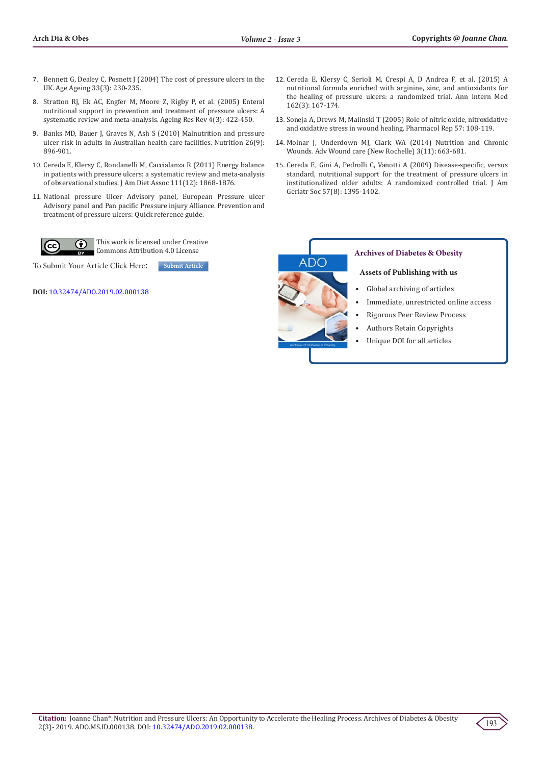7. Bennett G, Dealey C, Posnett J (2004) The cost of pressure ulcers in the UK. Age Ageing 33(3): 230-235.
8. Stratton RJ, Ek AC, Engfer M, Moore Z, Rigby P, et al. (2005) Enteral nutritional support in prevention and treatment of pressure ulcers: A systematic review and meta-analysis. Ageing Res Rev 4(3): 422-450.
9. Banks MD, Bauer J, Graves N, Ash S (2010) Malnutrition and pressure ulcer risk in adults in Australian health care facilities. Nutrition 26(9): 896-901.
10. Cereda E, Klersy C, Rondanelli M, Caccialanza R (2011) Energy balance in patients with pressure ulcers: a systematic review and meta-analysis of observational studies. J Am Diet Assoc 111(12): 1868-1876.
11. National pressure Ulcer Advisory panel, European Pressure ulcer Advisory panel and Pan pacific Pressure injury Alliance. Prevention and treatment of pressure ulcers: Quick reference guide.
12. Cereda E, Klersy C, Serioli M, Crespi A, D Andrea F, et al. (2015) A nutritional formula enriched with arginine, zinc, and antioxidants for the healing of pressure ulcers: a randomized trial. Ann Intern Med 162(3): 167-174.
13. Soneja A, Drews M, Malinski T (2005) Role of nitric oxide, nitroxidative and oxidative stress in wound healing. Pharmacol Rep 57: 108-119.
14. Molnar J, Underdown MJ, Clark WA (2014) Nutrition and Chronic Wounds. Adv Wound care (New Rochelle) 3(11): 663-681.
15. Cereda E, Gini A, Pedrolli C, Vanotti A (2009) Disease-specific, versus standard, nutritional support for the treatment of pressure ulcers in institutionalized older adults: A randomized controlled trial. J Am Geriatr Soc 57(8): 1395-1402.

This work is licensed under Creative Commons Attribution 4.0 License

To Submit Your Article Click Here: Submit Article

**DOI:** 10.32474/ADO.2019.02.000138

**Archives of Diabetes & Obesity**

**Assets of Publishing with us**

- Global archiving of articles
- Immediate, unrestricted online access
- Rigorous Peer Review Process
- Authors Retain Copyrights
- Unique DOI for all articles

**Citation:** Joanne Chan*. Nutrition and Pressure Ulcers: An Opportunity to Accelerate the Healing Process. Archives of Diabetes & Obesity 2(3)- 2019. ADO.MS.ID.000138. DOI: 10.32474/ADO.2019.02.000138.